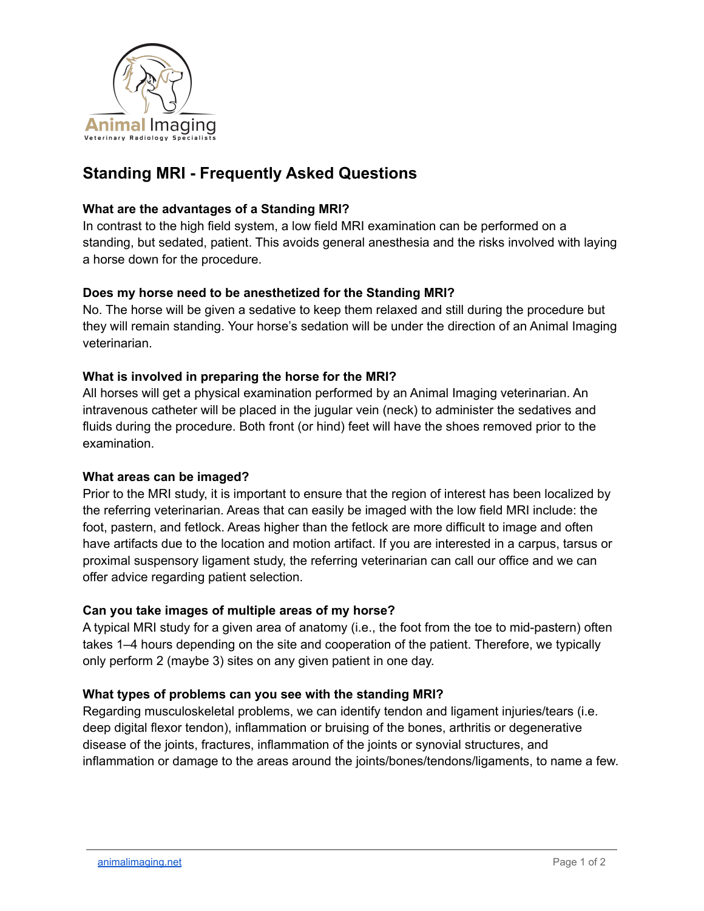Animal Imaging
Veterinary Radiology Specialists

# Standing MRI - Frequently Asked Questions

**What are the advantages of a Standing MRI?**
In contrast to the high field system, a low field MRI examination can be performed on a standing, but sedated, patient. This avoids general anesthesia and the risks involved with laying a horse down for the procedure.

**Does my horse need to be anesthetized for the Standing MRI?**
No. The horse will be given a sedative to keep them relaxed and still during the procedure but they will remain standing. Your horse's sedation will be under the direction of an Animal Imaging veterinarian.

**What is involved in preparing the horse for the MRI?**
All horses will get a physical examination performed by an Animal Imaging veterinarian. An intravenous catheter will be placed in the jugular vein (neck) to administer the sedatives and fluids during the procedure. Both front (or hind) feet will have the shoes removed prior to the examination.

**What areas can be imaged?**
Prior to the MRI study, it is important to ensure that the region of interest has been localized by the referring veterinarian. Areas that can easily be imaged with the low field MRI include: the foot, pastern, and fetlock. Areas higher than the fetlock are more difficult to image and often have artifacts due to the location and motion artifact. If you are interested in a carpus, tarsus or proximal suspensory ligament study, the referring veterinarian can call our office and we can offer advice regarding patient selection.

**Can you take images of multiple areas of my horse?**
A typical MRI study for a given area of anatomy (i.e., the foot from the toe to mid-pastern) often takes 1–4 hours depending on the site and cooperation of the patient. Therefore, we typically only perform 2 (maybe 3) sites on any given patient in one day.

**What types of problems can you see with the standing MRI?**
Regarding musculoskeletal problems, we can identify tendon and ligament injuries/tears (i.e. deep digital flexor tendon), inflammation or bruising of the bones, arthritis or degenerative disease of the joints, fractures, inflammation of the joints or synovial structures, and inflammation or damage to the areas around the joints/bones/tendons/ligaments, to name a few.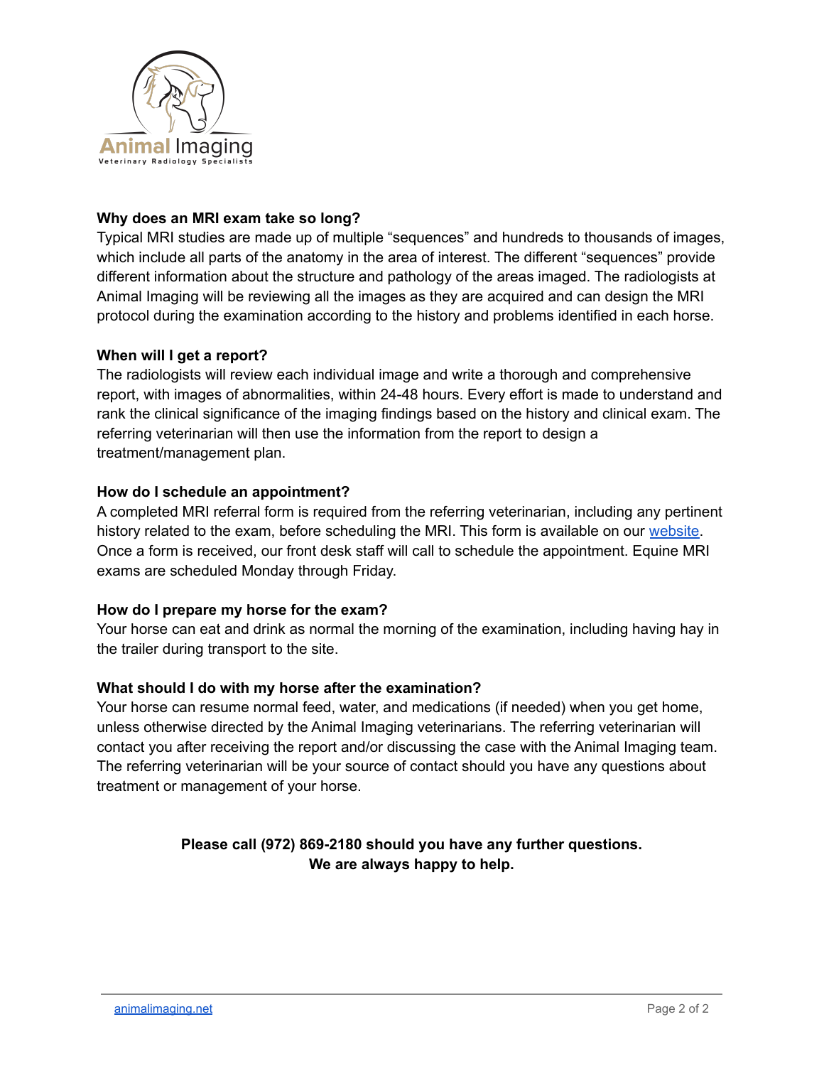Animal Imaging
Veterinary Radiology Specialists

**Why does an MRI exam take so long?**
Typical MRI studies are made up of multiple "sequences" and hundreds to thousands of images, which include all parts of the anatomy in the area of interest. The different "sequences" provide different information about the structure and pathology of the areas imaged. The radiologists at Animal Imaging will be reviewing all the images as they are acquired and can design the MRI protocol during the examination according to the history and problems identified in each horse.

**When will I get a report?**
The radiologists will review each individual image and write a thorough and comprehensive report, with images of abnormalities, within 24-48 hours. Every effort is made to understand and rank the clinical significance of the imaging findings based on the history and clinical exam. The referring veterinarian will then use the information from the report to design a treatment/management plan.

**How do I schedule an appointment?**
A completed MRI referral form is required from the referring veterinarian, including any pertinent history related to the exam, before scheduling the MRI. This form is available on our website. Once a form is received, our front desk staff will call to schedule the appointment. Equine MRI exams are scheduled Monday through Friday.

**How do I prepare my horse for the exam?**
Your horse can eat and drink as normal the morning of the examination, including having hay in the trailer during transport to the site.

**What should I do with my horse after the examination?**
Your horse can resume normal feed, water, and medications (if needed) when you get home, unless otherwise directed by the Animal Imaging veterinarians. The referring veterinarian will contact you after receiving the report and/or discussing the case with the Animal Imaging team. The referring veterinarian will be your source of contact should you have any questions about treatment or management of your horse.

**Please call (972) 869-2180 should you have any further questions.**
**We are always happy to help.**

animalimaging.net